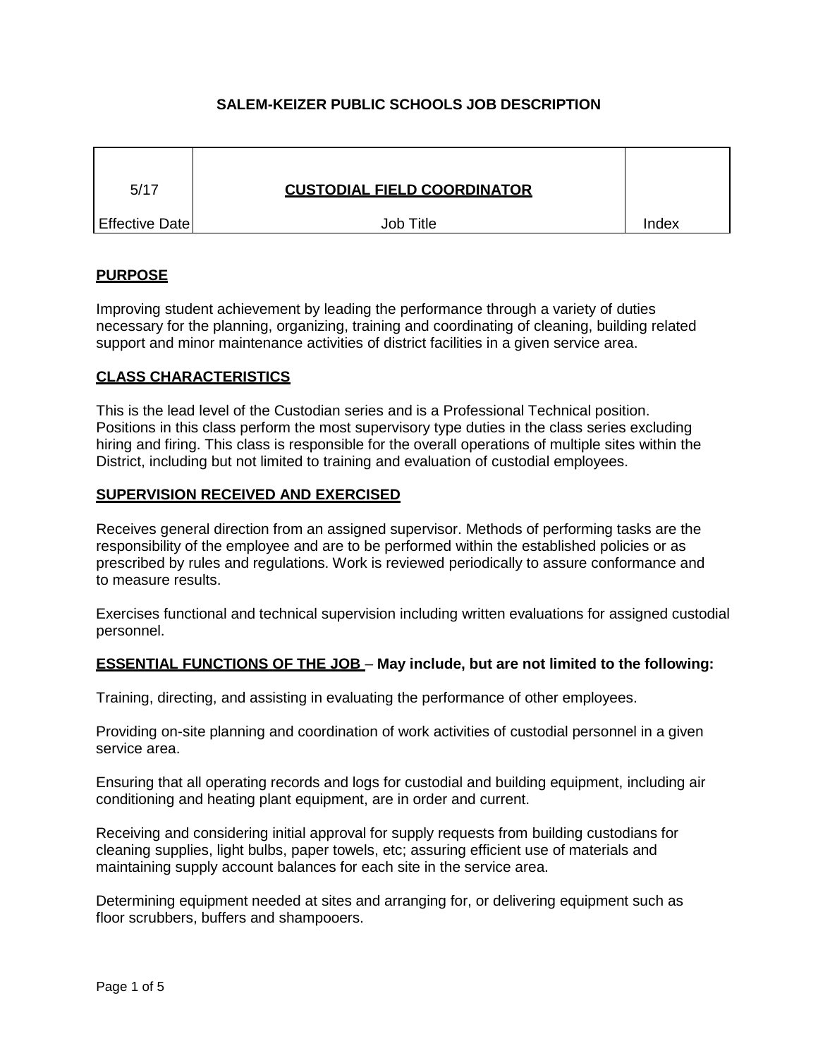# SALEM-KEIZER PUBLIC SCHOOLS JOB DESCRIPTION

| 5/17 | **CUSTODIAL FIELD COORDINATOR** | |
|---|---|---|
| Effective Date | Job Title | Index |

## PURPOSE

Improving student achievement by leading the performance through a variety of duties necessary for the planning, organizing, training and coordinating of cleaning, building related support and minor maintenance activities of district facilities in a given service area.

## CLASS CHARACTERISTICS

This is the lead level of the Custodian series and is a Professional Technical position. Positions in this class perform the most supervisory type duties in the class series excluding hiring and firing. This class is responsible for the overall operations of multiple sites within the District, including but not limited to training and evaluation of custodial employees.

## SUPERVISION RECEIVED AND EXERCISED

Receives general direction from an assigned supervisor. Methods of performing tasks are the responsibility of the employee and are to be performed within the established policies or as prescribed by rules and regulations. Work is reviewed periodically to assure conformance and to measure results.

Exercises functional and technical supervision including written evaluations for assigned custodial personnel.

## ESSENTIAL FUNCTIONS OF THE JOB – May include, but are not limited to the following:

Training, directing, and assisting in evaluating the performance of other employees.

Providing on-site planning and coordination of work activities of custodial personnel in a given service area.

Ensuring that all operating records and logs for custodial and building equipment, including air conditioning and heating plant equipment, are in order and current.

Receiving and considering initial approval for supply requests from building custodians for cleaning supplies, light bulbs, paper towels, etc; assuring efficient use of materials and maintaining supply account balances for each site in the service area.

Determining equipment needed at sites and arranging for, or delivering equipment such as floor scrubbers, buffers and shampooers.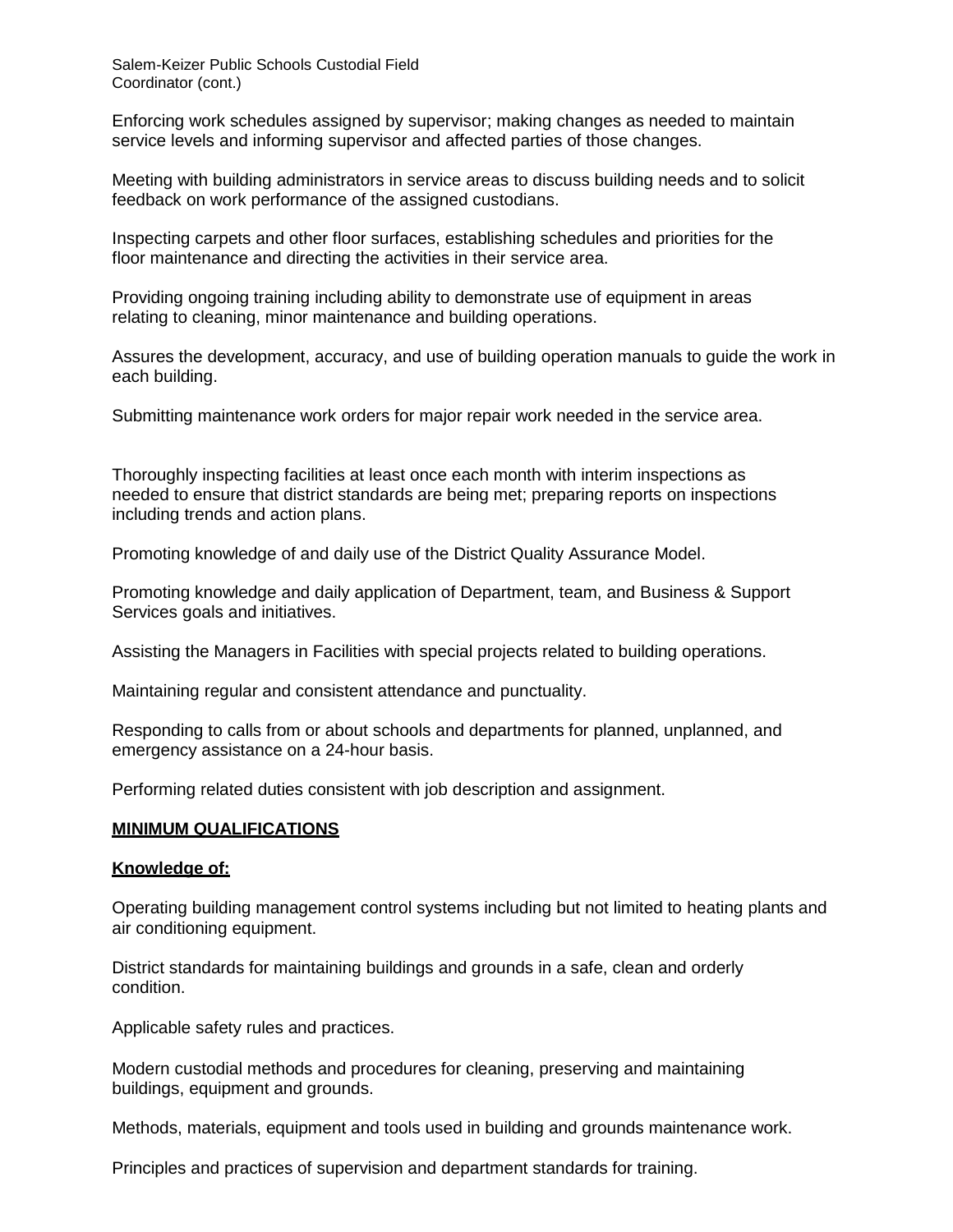Enforcing work schedules assigned by supervisor; making changes as needed to maintain service levels and informing supervisor and affected parties of those changes.

Meeting with building administrators in service areas to discuss building needs and to solicit feedback on work performance of the assigned custodians.

Inspecting carpets and other floor surfaces, establishing schedules and priorities for the floor maintenance and directing the activities in their service area.

Providing ongoing training including ability to demonstrate use of equipment in areas relating to cleaning, minor maintenance and building operations.

Assures the development, accuracy, and use of building operation manuals to guide the work in each building.

Submitting maintenance work orders for major repair work needed in the service area.

Thoroughly inspecting facilities at least once each month with interim inspections as needed to ensure that district standards are being met; preparing reports on inspections including trends and action plans.

Promoting knowledge of and daily use of the District Quality Assurance Model.

Promoting knowledge and daily application of Department, team, and Business & Support Services goals and initiatives.

Assisting the Managers in Facilities with special projects related to building operations.

Maintaining regular and consistent attendance and punctuality.

Responding to calls from or about schools and departments for planned, unplanned, and emergency assistance on a 24-hour basis.

Performing related duties consistent with job description and assignment.

**MINIMUM QUALIFICATIONS**

**Knowledge of:**

Operating building management control systems including but not limited to heating plants and air conditioning equipment.

District standards for maintaining buildings and grounds in a safe, clean and orderly condition.

Applicable safety rules and practices.

Modern custodial methods and procedures for cleaning, preserving and maintaining buildings, equipment and grounds.

Methods, materials, equipment and tools used in building and grounds maintenance work.

Principles and practices of supervision and department standards for training.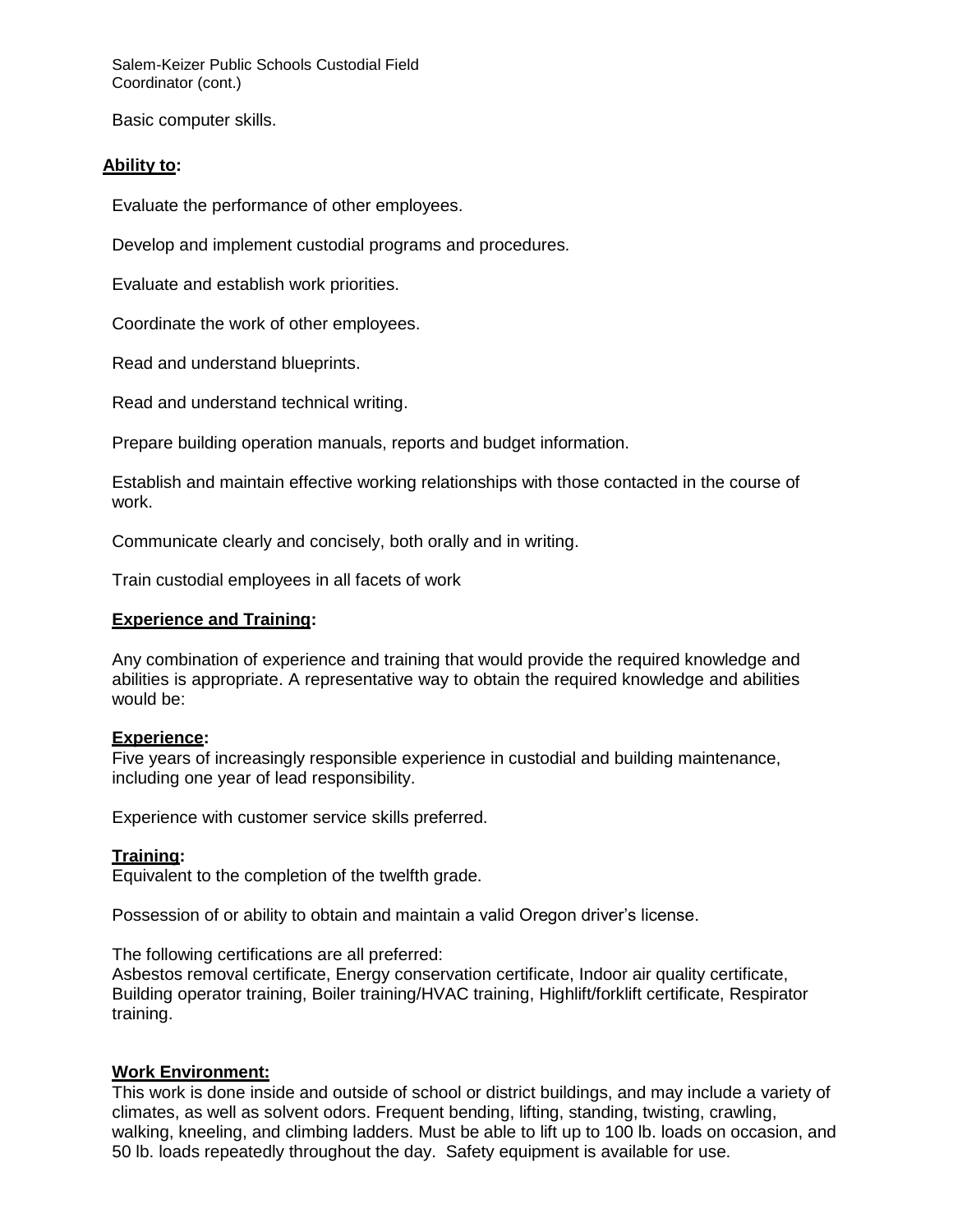Basic computer skills.

**Ability to:**

Evaluate the performance of other employees.

Develop and implement custodial programs and procedures.

Evaluate and establish work priorities.

Coordinate the work of other employees.

Read and understand blueprints.

Read and understand technical writing.

Prepare building operation manuals, reports and budget information.

Establish and maintain effective working relationships with those contacted in the course of work.

Communicate clearly and concisely, both orally and in writing.

Train custodial employees in all facets of work

**Experience and Training:**

Any combination of experience and training that would provide the required knowledge and abilities is appropriate. A representative way to obtain the required knowledge and abilities would be:

**Experience:**
Five years of increasingly responsible experience in custodial and building maintenance, including one year of lead responsibility.

Experience with customer service skills preferred.

**Training:**
Equivalent to the completion of the twelfth grade.

Possession of or ability to obtain and maintain a valid Oregon driver's license.

The following certifications are all preferred:
Asbestos removal certificate, Energy conservation certificate, Indoor air quality certificate, Building operator training, Boiler training/HVAC training, Highlift/forklift certificate, Respirator training.

**Work Environment:**
This work is done inside and outside of school or district buildings, and may include a variety of climates, as well as solvent odors. Frequent bending, lifting, standing, twisting, crawling, walking, kneeling, and climbing ladders. Must be able to lift up to 100 lb. loads on occasion, and 50 lb. loads repeatedly throughout the day. Safety equipment is available for use.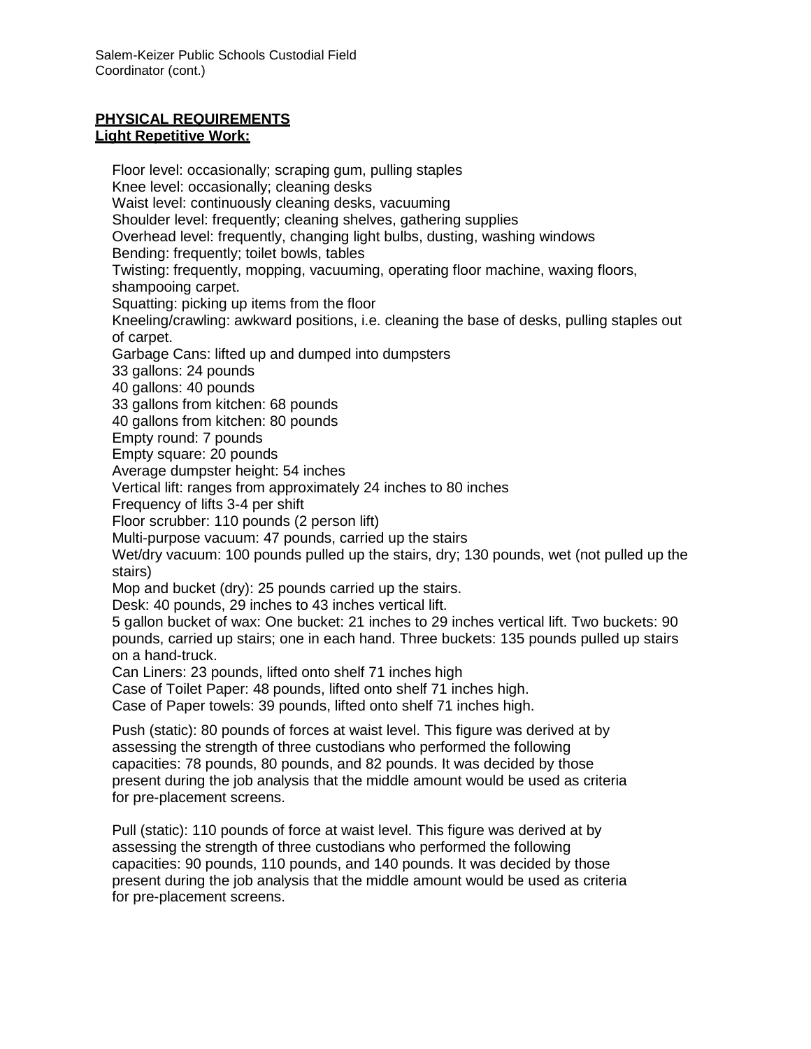**PHYSICAL REQUIREMENTS**
**Light Repetitive Work:**

Floor level: occasionally; scraping gum, pulling staples
Knee level: occasionally; cleaning desks
Waist level: continuously cleaning desks, vacuuming
Shoulder level: frequently; cleaning shelves, gathering supplies
Overhead level: frequently, changing light bulbs, dusting, washing windows
Bending: frequently; toilet bowls, tables
Twisting: frequently, mopping, vacuuming, operating floor machine, waxing floors, shampooing carpet.
Squatting: picking up items from the floor
Kneeling/crawling: awkward positions, i.e. cleaning the base of desks, pulling staples out of carpet.
Garbage Cans: lifted up and dumped into dumpsters
33 gallons: 24 pounds
40 gallons: 40 pounds
33 gallons from kitchen: 68 pounds
40 gallons from kitchen: 80 pounds
Empty round: 7 pounds
Empty square: 20 pounds
Average dumpster height: 54 inches
Vertical lift: ranges from approximately 24 inches to 80 inches
Frequency of lifts 3-4 per shift
Floor scrubber: 110 pounds (2 person lift)
Multi-purpose vacuum: 47 pounds, carried up the stairs
Wet/dry vacuum: 100 pounds pulled up the stairs, dry; 130 pounds, wet (not pulled up the stairs)
Mop and bucket (dry): 25 pounds carried up the stairs.
Desk: 40 pounds, 29 inches to 43 inches vertical lift.
5 gallon bucket of wax: One bucket: 21 inches to 29 inches vertical lift. Two buckets: 90 pounds, carried up stairs; one in each hand. Three buckets: 135 pounds pulled up stairs on a hand-truck.
Can Liners: 23 pounds, lifted onto shelf 71 inches high
Case of Toilet Paper: 48 pounds, lifted onto shelf 71 inches high.
Case of Paper towels: 39 pounds, lifted onto shelf 71 inches high.

Push (static): 80 pounds of forces at waist level. This figure was derived at by assessing the strength of three custodians who performed the following capacities: 78 pounds, 80 pounds, and 82 pounds. It was decided by those present during the job analysis that the middle amount would be used as criteria for pre-placement screens.

Pull (static): 110 pounds of force at waist level. This figure was derived at by assessing the strength of three custodians who performed the following capacities: 90 pounds, 110 pounds, and 140 pounds. It was decided by those present during the job analysis that the middle amount would be used as criteria for pre-placement screens.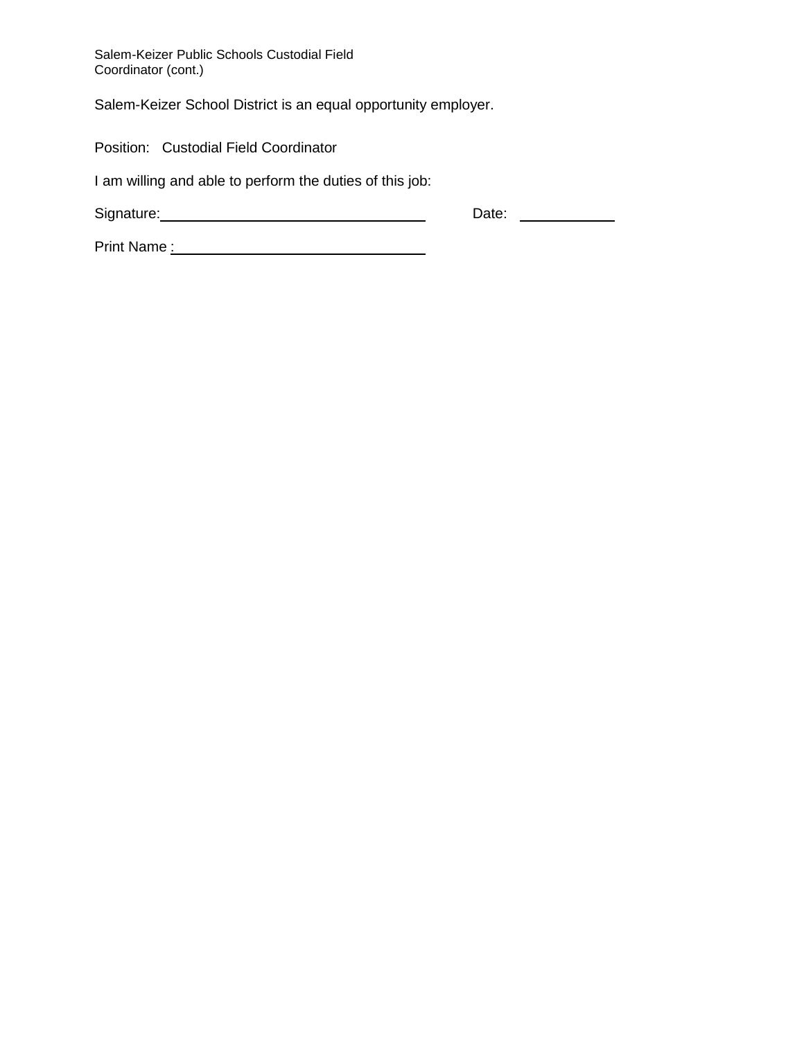Salem-Keizer School District is an equal opportunity employer.

Position: Custodial Field Coordinator

I am willing and able to perform the duties of this job:

Signature:________________________________ Date: ___________

Print Name :_______________________________